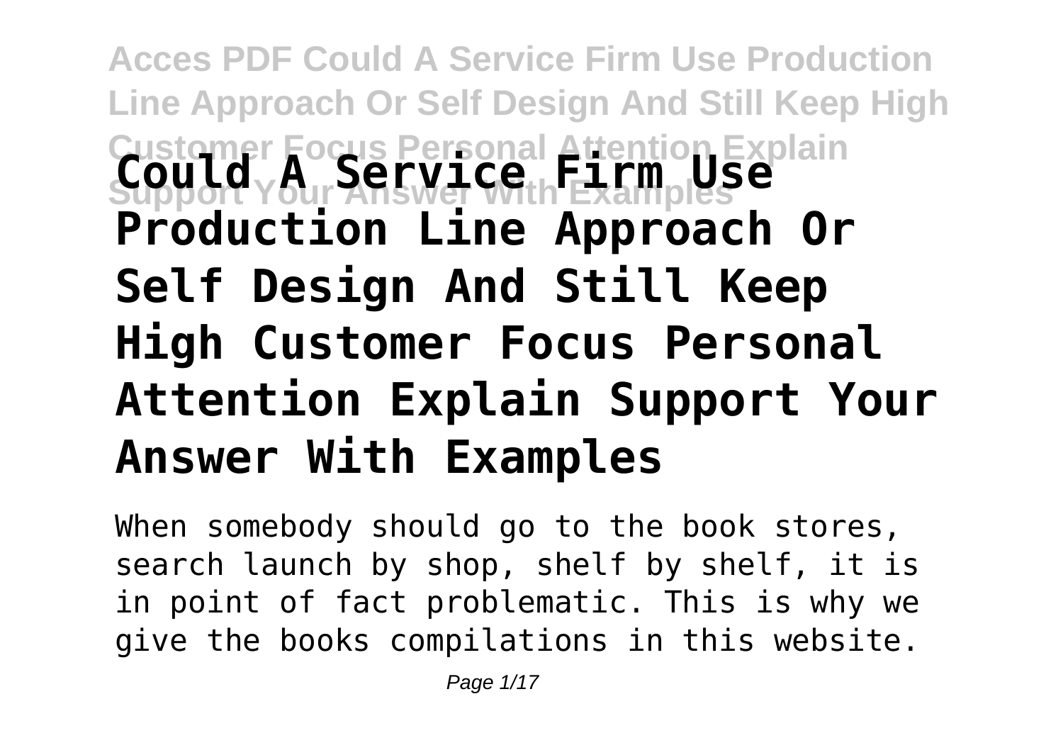# Could A Service Firm Use Production Line Approach Or Self Design And Still Keep High Customer Focus Personal Attention Explain Support Your Answer With Examples

When somebody should go to the book stores, search launch by shop, shelf by shelf, it is in point of fact problematic. This is why we give the books compilations in this website.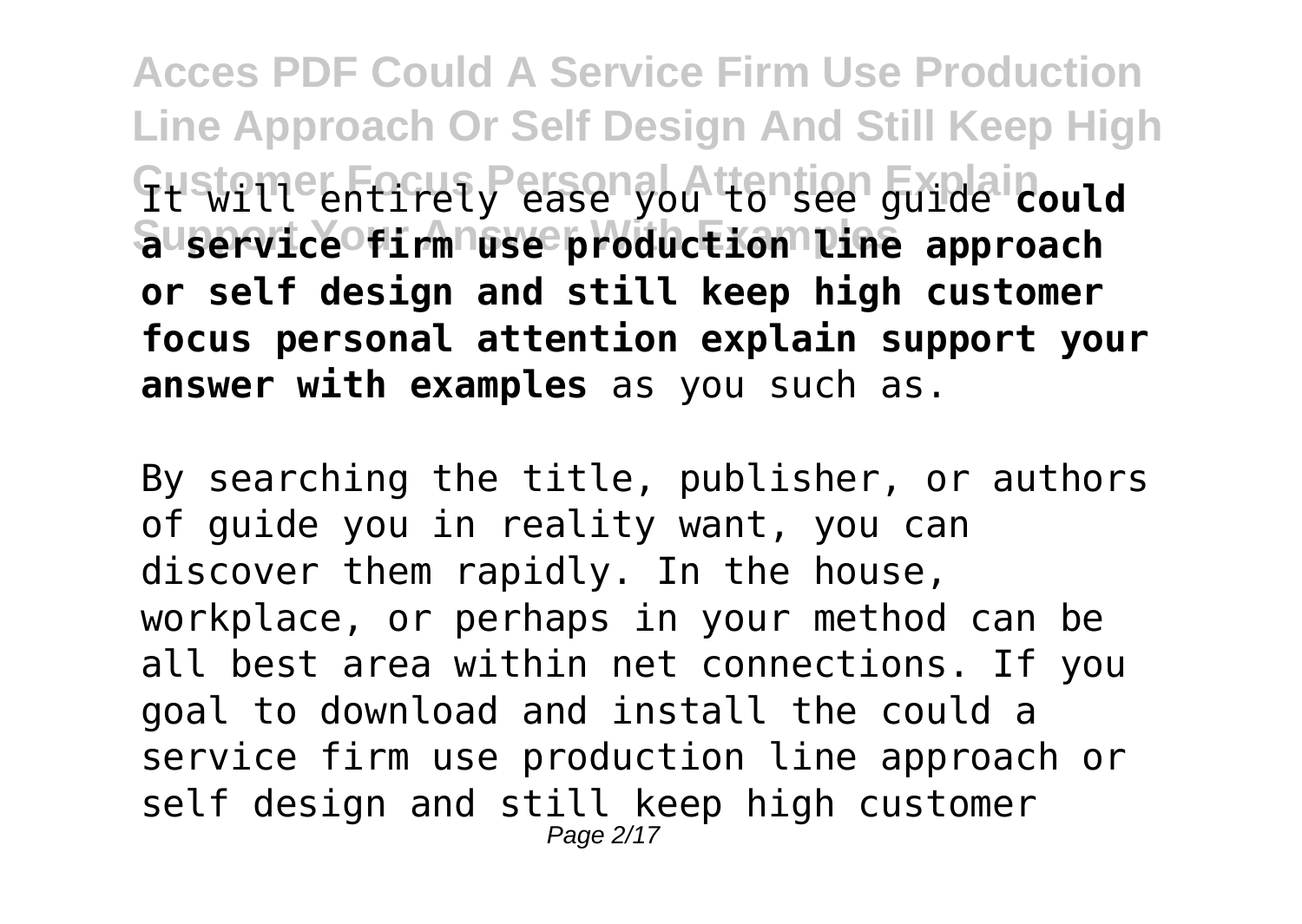It will entirely ease you to see guide **could a service firm use production line approach or self design and still keep high customer focus personal attention explain support your answer with examples** as you such as.

By searching the title, publisher, or authors of guide you in reality want, you can discover them rapidly. In the house, workplace, or perhaps in your method can be all best area within net connections. If you goal to download and install the could a service firm use production line approach or self design and still keep high customer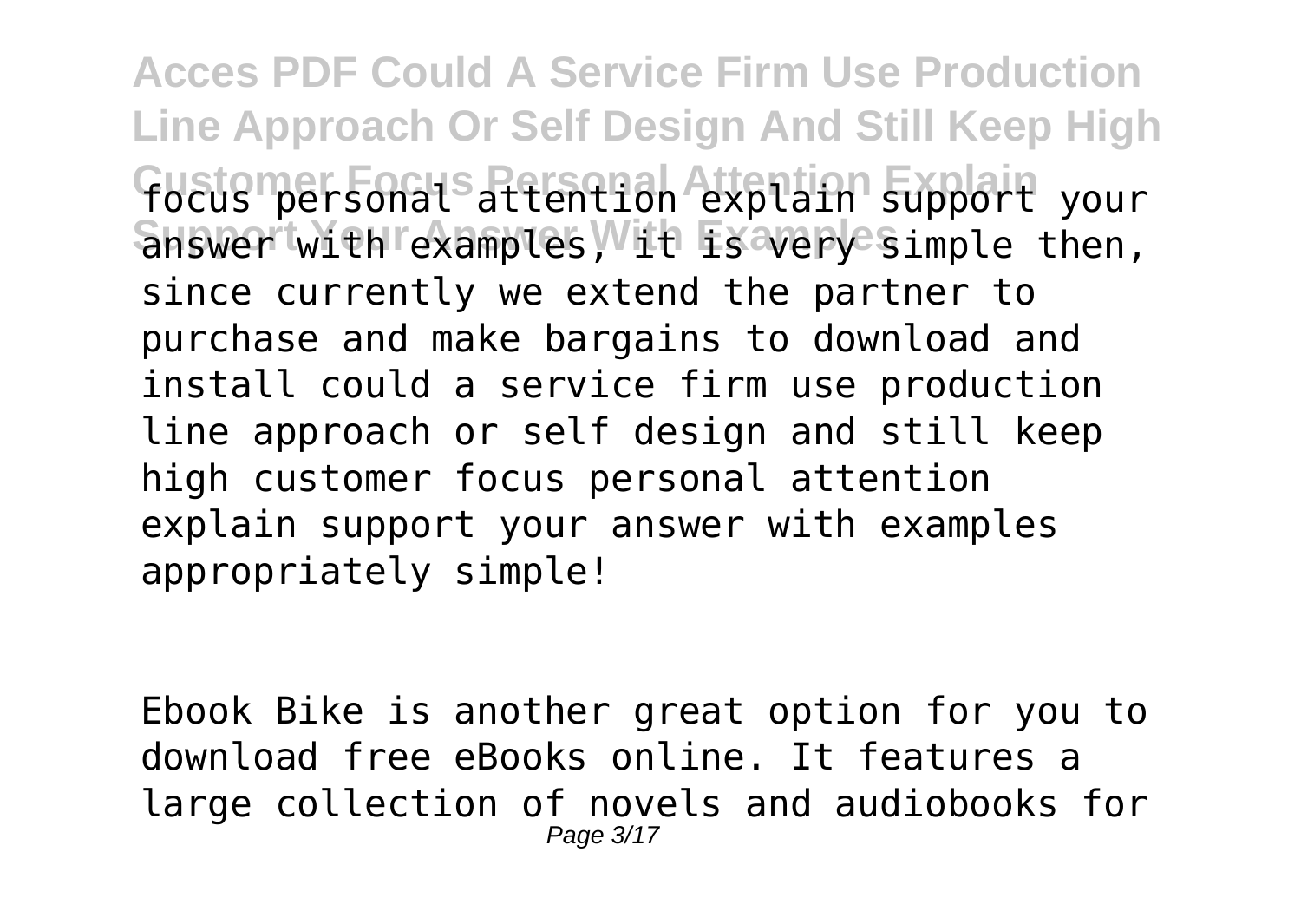focus personal attention explain support your answer with examples, it is very simple then, since currently we extend the partner to purchase and make bargains to download and install could a service firm use production line approach or self design and still keep high customer focus personal attention explain support your answer with examples appropriately simple!

Ebook Bike is another great option for you to download free eBooks online. It features a large collection of novels and audiobooks for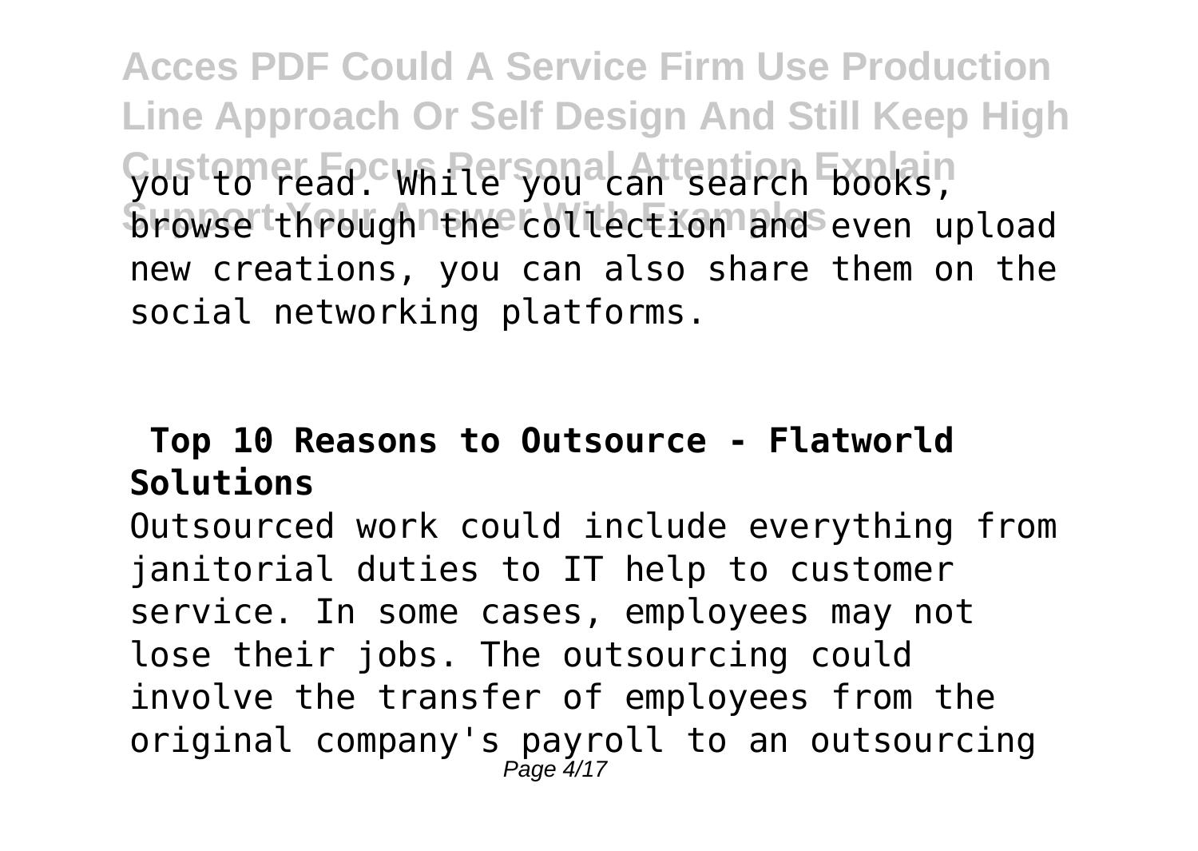you to read. While you can search books, browse through the collection and even upload new creations, you can also share them on the social networking platforms.

## Top 10 Reasons to Outsource - Flatworld Solutions

Outsourced work could include everything from janitorial duties to IT help to customer service. In some cases, employees may not lose their jobs. The outsourcing could involve the transfer of employees from the original company's payroll to an outsourcing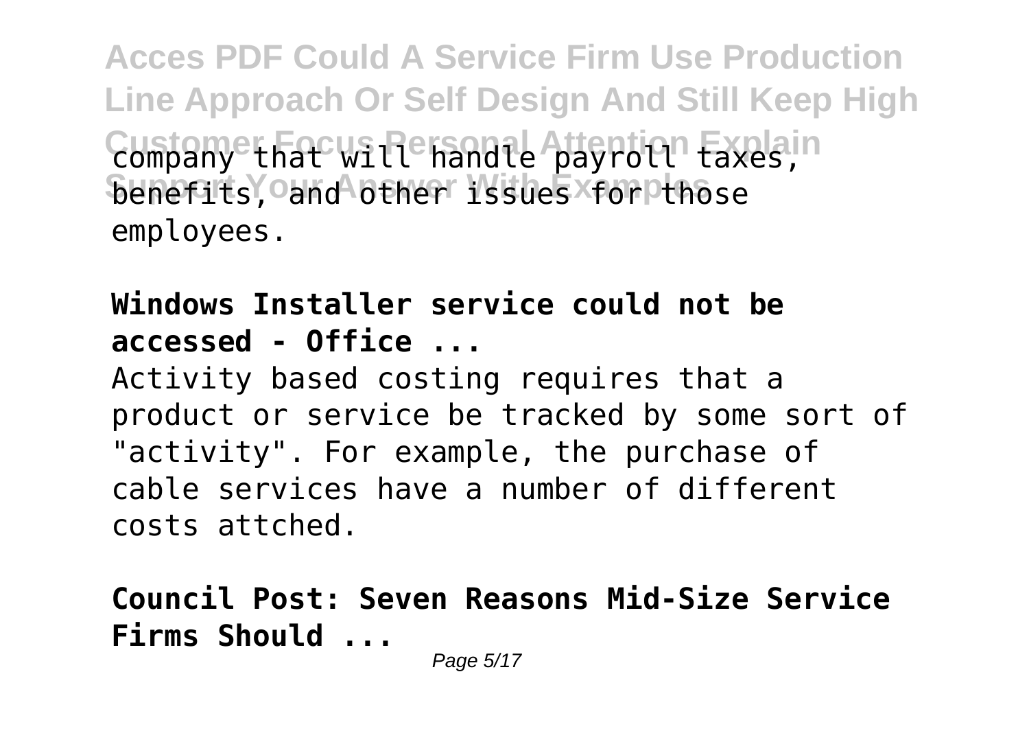company that will handle payroll taxes, benefits, and other issues for those employees.

**Windows Installer service could not be accessed - Office ...**

Activity based costing requires that a product or service be tracked by some sort of "activity". For example, the purchase of cable services have a number of different costs attched.

**Council Post: Seven Reasons Mid-Size Service Firms Should ...**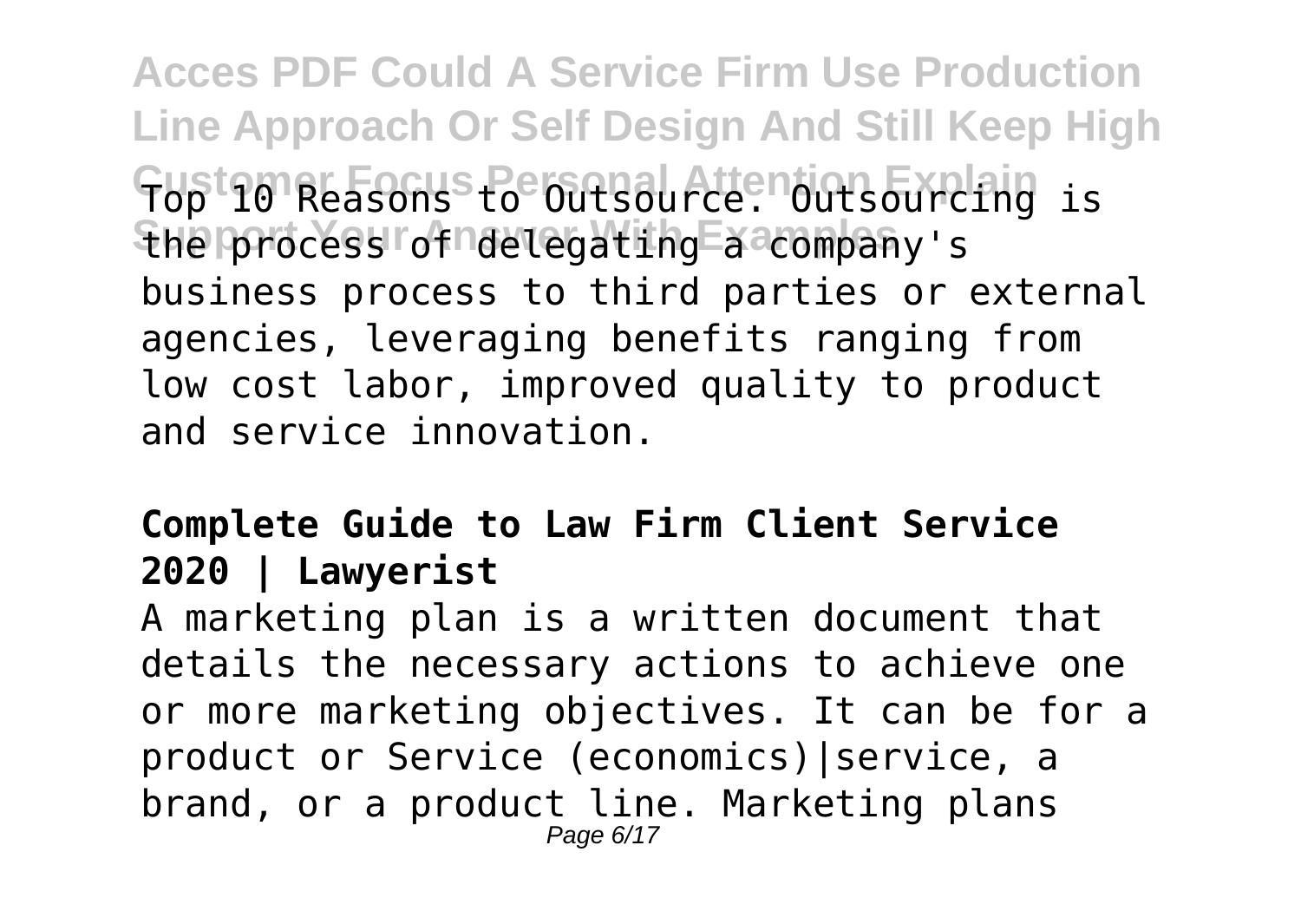Top 10 Reasons to Outsource. Outsourcing is the process of delegating a company's business process to third parties or external agencies, leveraging benefits ranging from low cost labor, improved quality to product and service innovation.

**Complete Guide to Law Firm Client Service 2020 | Lawyerist**

A marketing plan is a written document that details the necessary actions to achieve one or more marketing objectives. It can be for a product or Service (economics)|service, a brand, or a product line. Marketing plans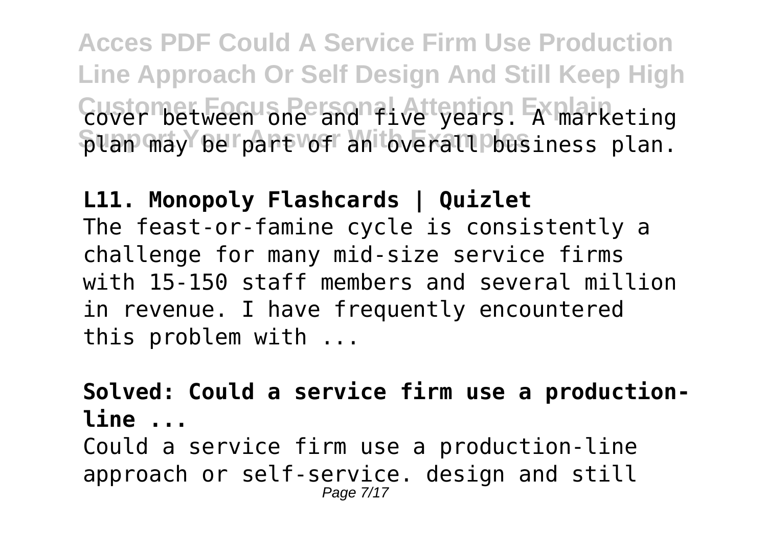cover between one and five years. A marketing plan may be part of an overall business plan.

**L11. Monopoly Flashcards | Quizlet**

The feast-or-famine cycle is consistently a challenge for many mid-size service firms with 15-150 staff members and several million in revenue. I have frequently encountered this problem with ...

**Solved: Could a service firm use a production-line ...**

Could a service firm use a production-line approach or self-service. design and still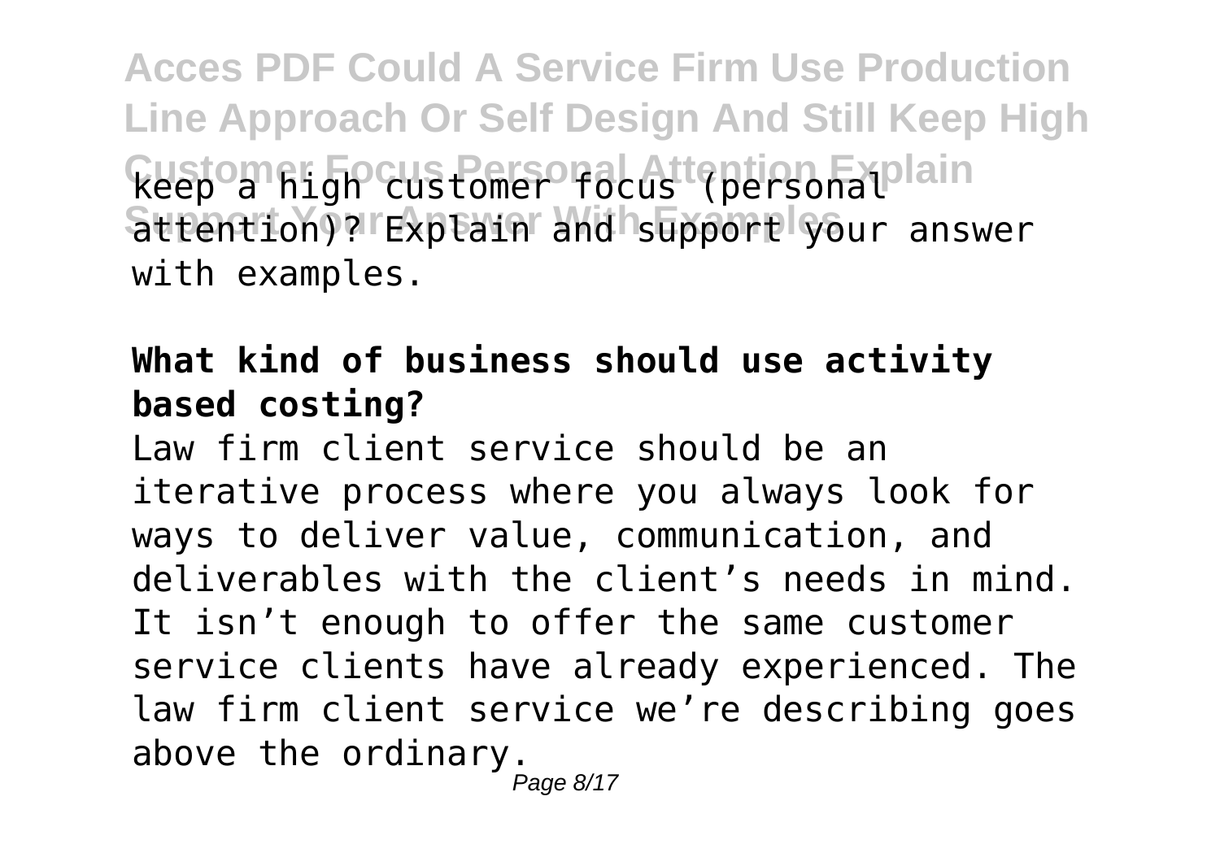keep a high customer focus (personal attention)? Explain and support your answer with examples.

## What kind of business should use activity based costing?

Law firm client service should be an iterative process where you always look for ways to deliver value, communication, and deliverables with the client's needs in mind. It isn't enough to offer the same customer service clients have already experienced. The law firm client service we're describing goes above the ordinary.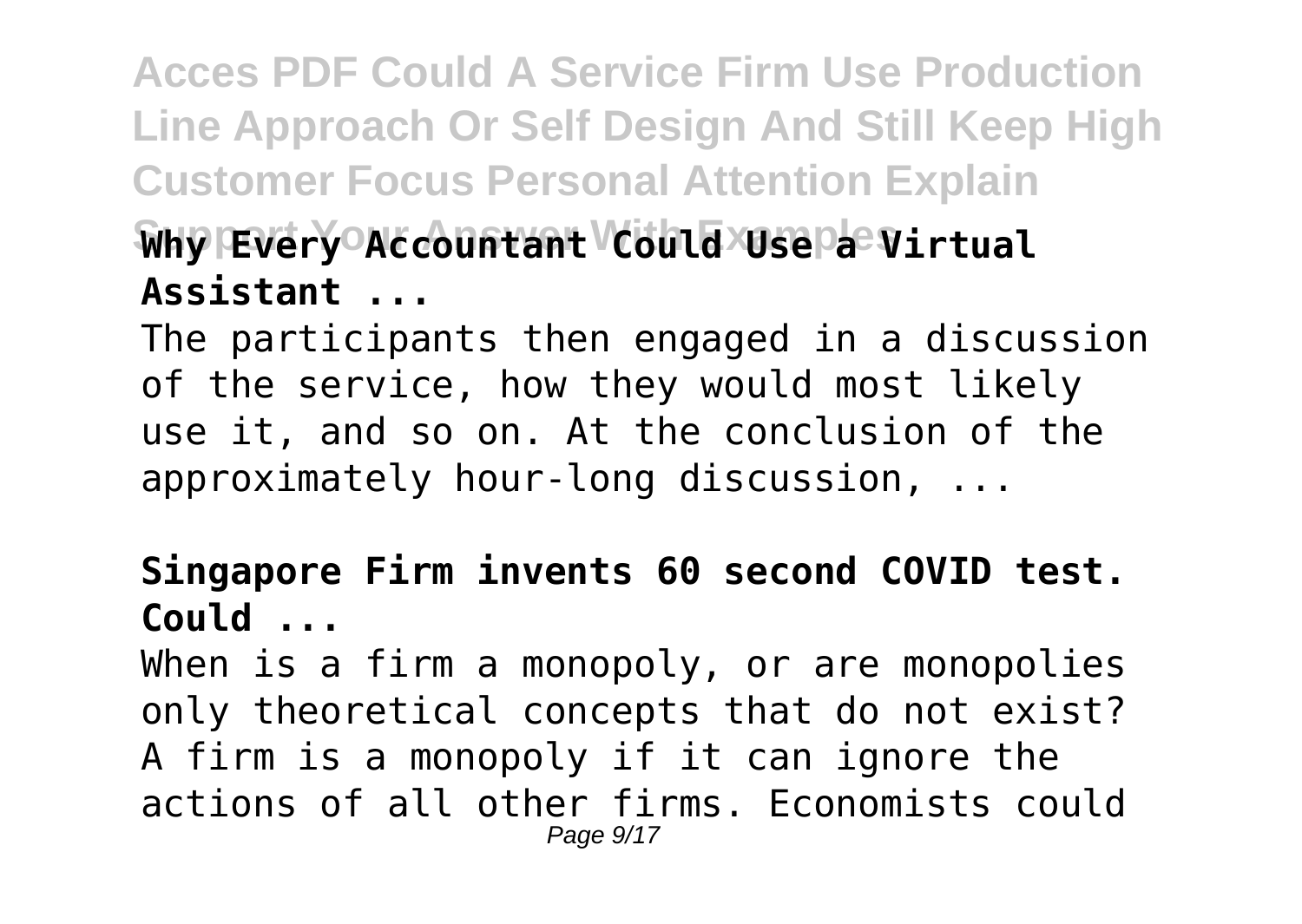**Why Every Accountant Could Use a Virtual Assistant ...**

The participants then engaged in a discussion of the service, how they would most likely use it, and so on. At the conclusion of the approximately hour-long discussion, ...

**Singapore Firm invents 60 second COVID test. Could ...**

When is a firm a monopoly, or are monopolies only theoretical concepts that do not exist? A firm is a monopoly if it can ignore the actions of all other firms. Economists could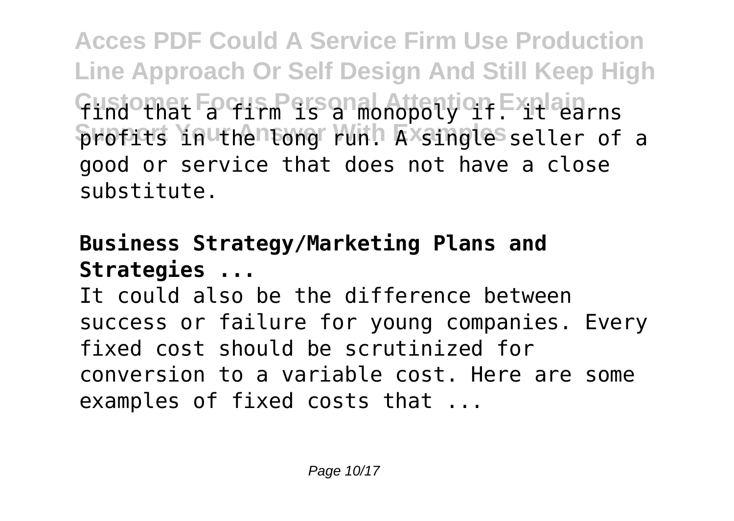find that a firm is a monopoly if. It earns profits in the long run. A single seller of a good or service that does not have a close substitute.

**Business Strategy/Marketing Plans and Strategies ...**

It could also be the difference between success or failure for young companies. Every fixed cost should be scrutinized for conversion to a variable cost. Here are some examples of fixed costs that ...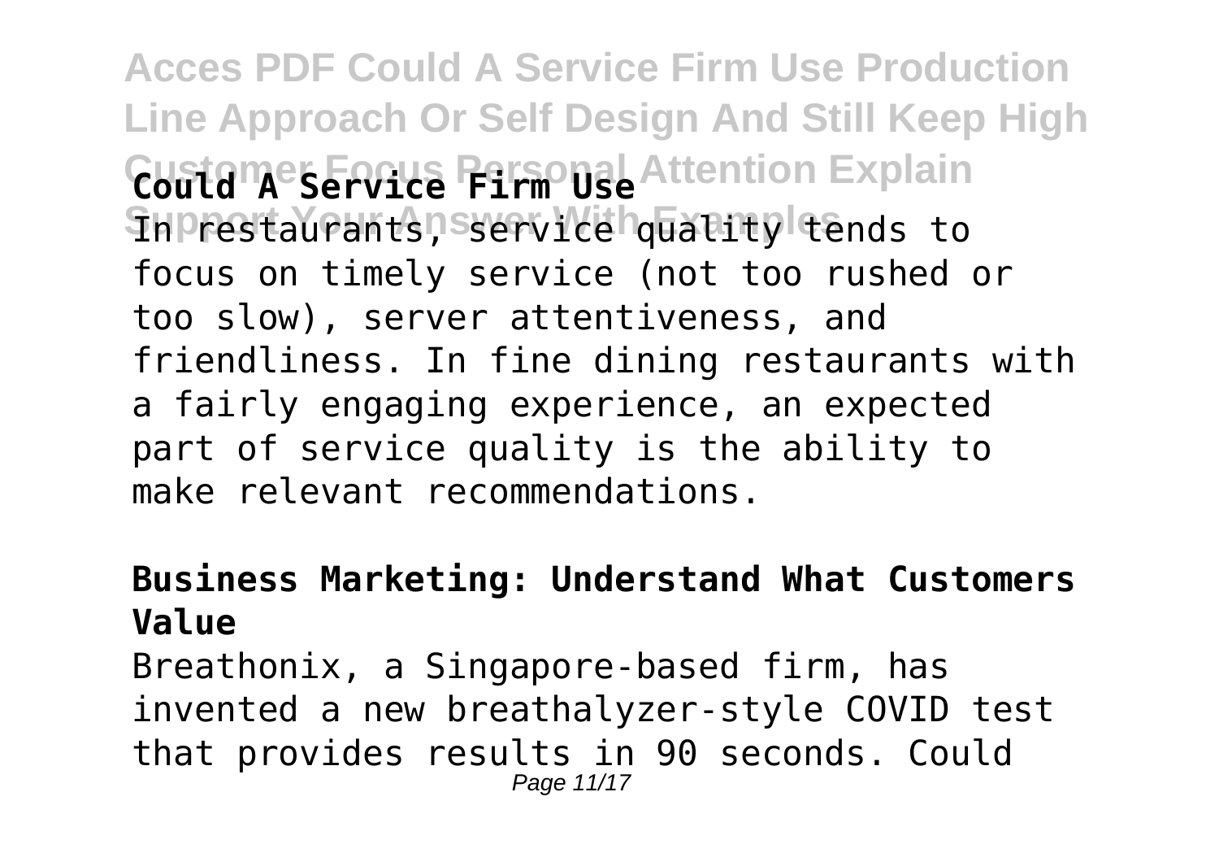**Could A Service Firm Use**

In restaurants, service quality tends to focus on timely service (not too rushed or too slow), server attentiveness, and friendliness. In fine dining restaurants with a fairly engaging experience, an expected part of service quality is the ability to make relevant recommendations.

**Business Marketing: Understand What Customers Value**

Breathonix, a Singapore-based firm, has invented a new breathalyzer-style COVID test that provides results in 90 seconds. Could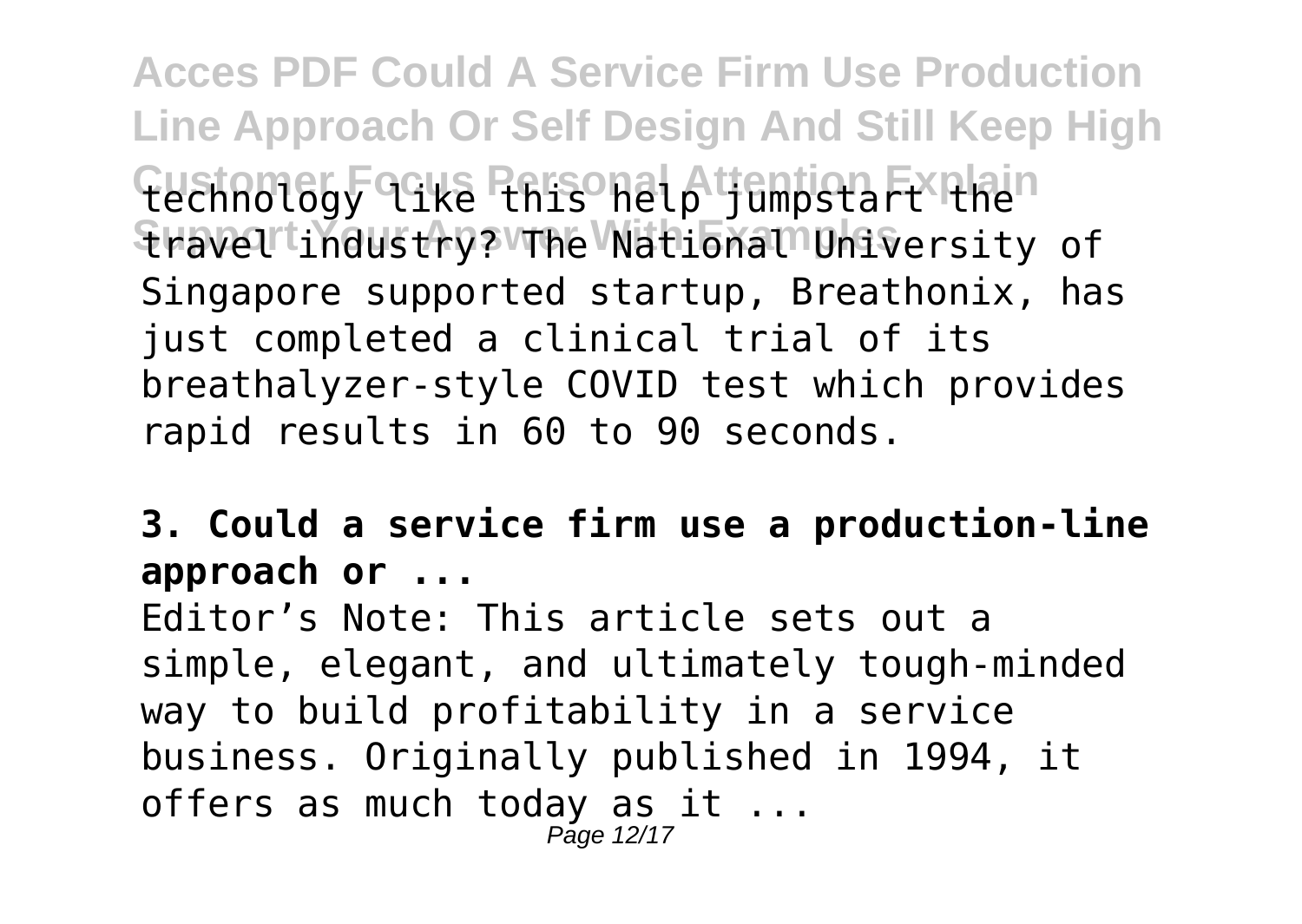technology like this help jumpstart the travel industry? The National University of Singapore supported startup, Breathonix, has just completed a clinical trial of its breathalyzer-style COVID test which provides rapid results in 60 to 90 seconds.

**3. Could a service firm use a production-line approach or ...**

Editor's Note: This article sets out a simple, elegant, and ultimately tough-minded way to build profitability in a service business. Originally published in 1994, it offers as much today as it ...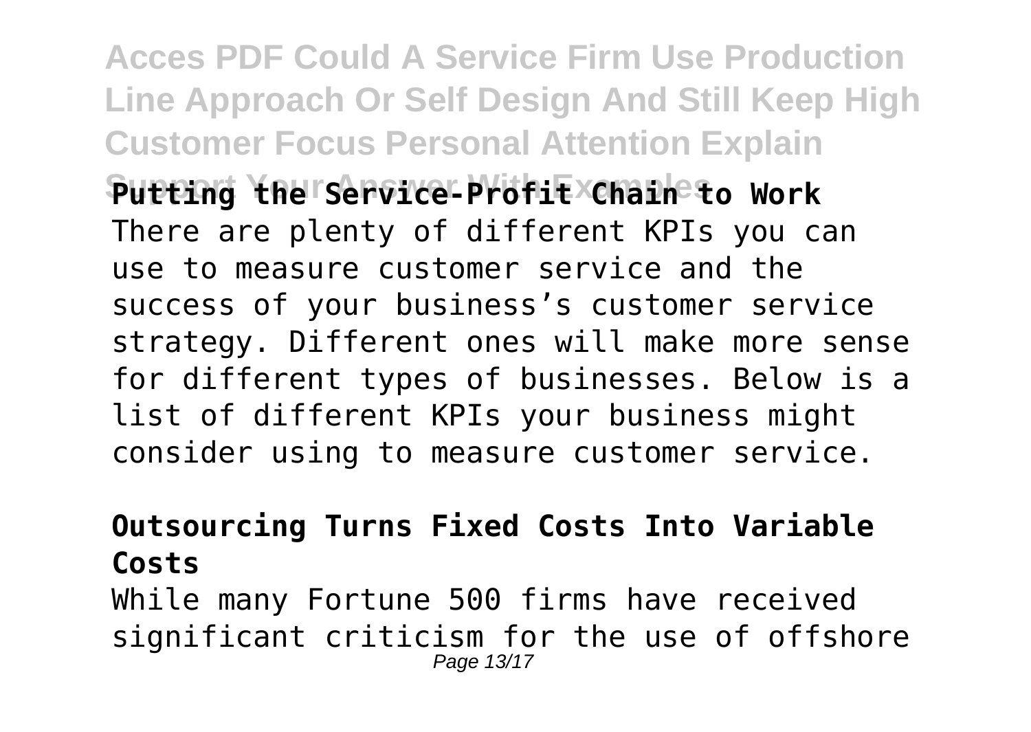**Putting the Service-Profit Chain to Work**

There are plenty of different KPIs you can use to measure customer service and the success of your business's customer service strategy. Different ones will make more sense for different types of businesses. Below is a list of different KPIs your business might consider using to measure customer service.

**Outsourcing Turns Fixed Costs Into Variable Costs**

While many Fortune 500 firms have received significant criticism for the use of offshore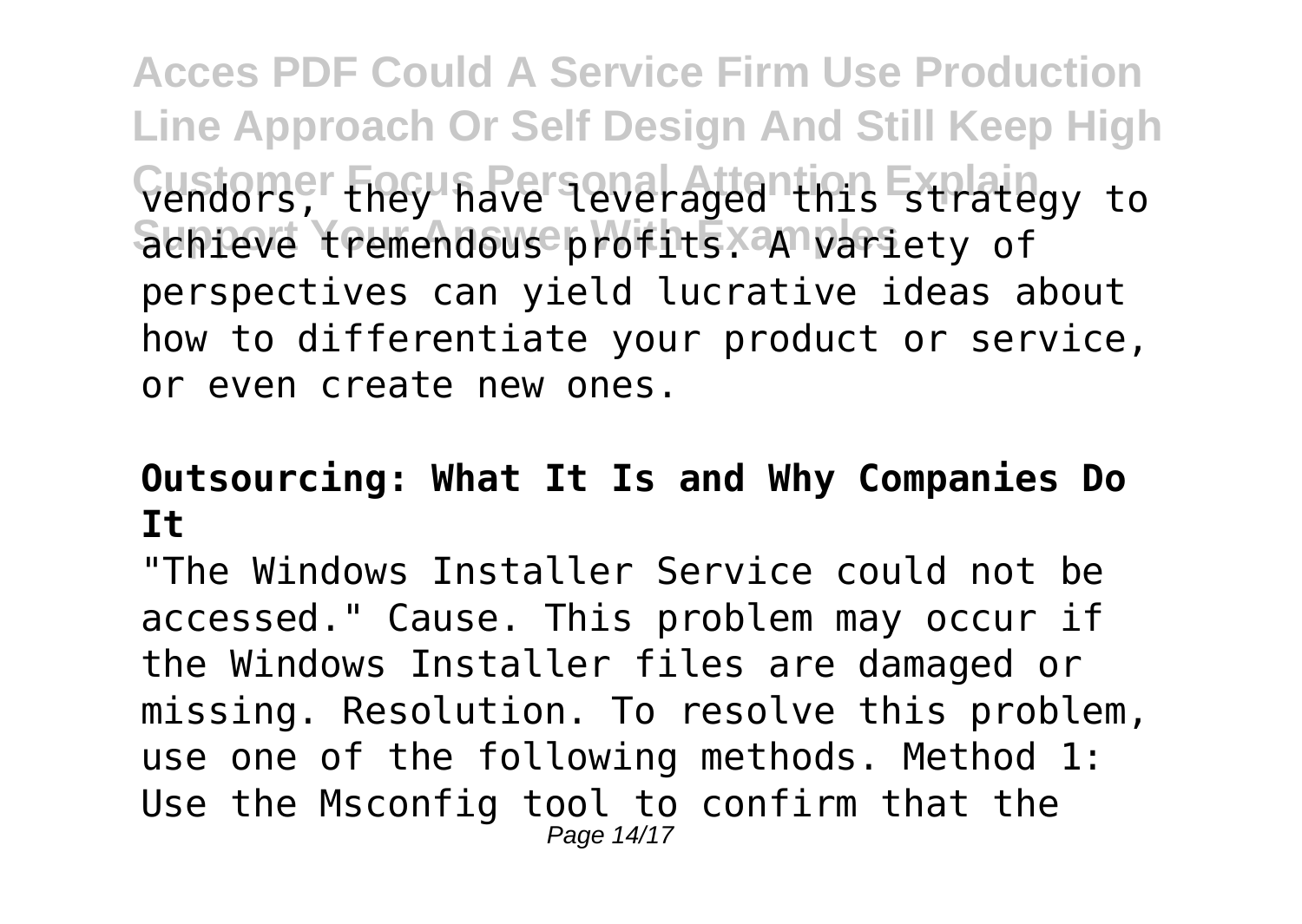vendors, they have leveraged this strategy to achieve tremendous profits. A variety of perspectives can yield lucrative ideas about how to differentiate your product or service, or even create new ones.

**Outsourcing: What It Is and Why Companies Do It**

"The Windows Installer Service could not be accessed." Cause. This problem may occur if the Windows Installer files are damaged or missing. Resolution. To resolve this problem, use one of the following methods. Method 1: Use the Msconfig tool to confirm that the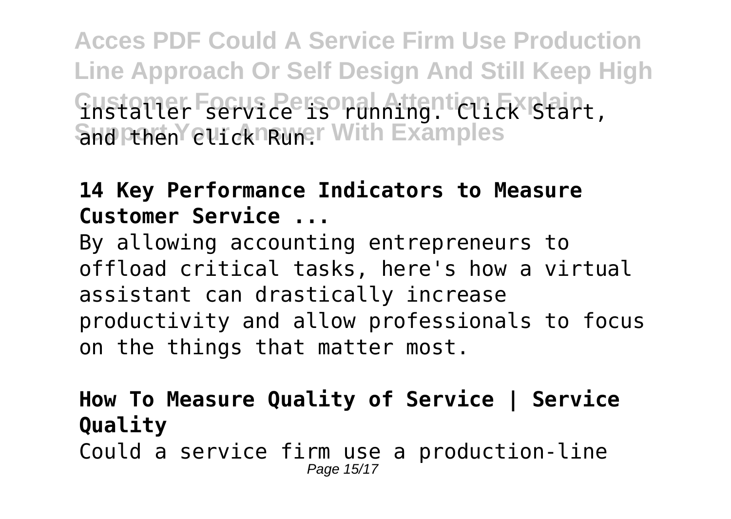installer service is running. Click Start, and then click Run.

**14 Key Performance Indicators to Measure Customer Service ...**

By allowing accounting entrepreneurs to offload critical tasks, here's how a virtual assistant can drastically increase productivity and allow professionals to focus on the things that matter most.

**How To Measure Quality of Service | Service Quality**

Could a service firm use a production-line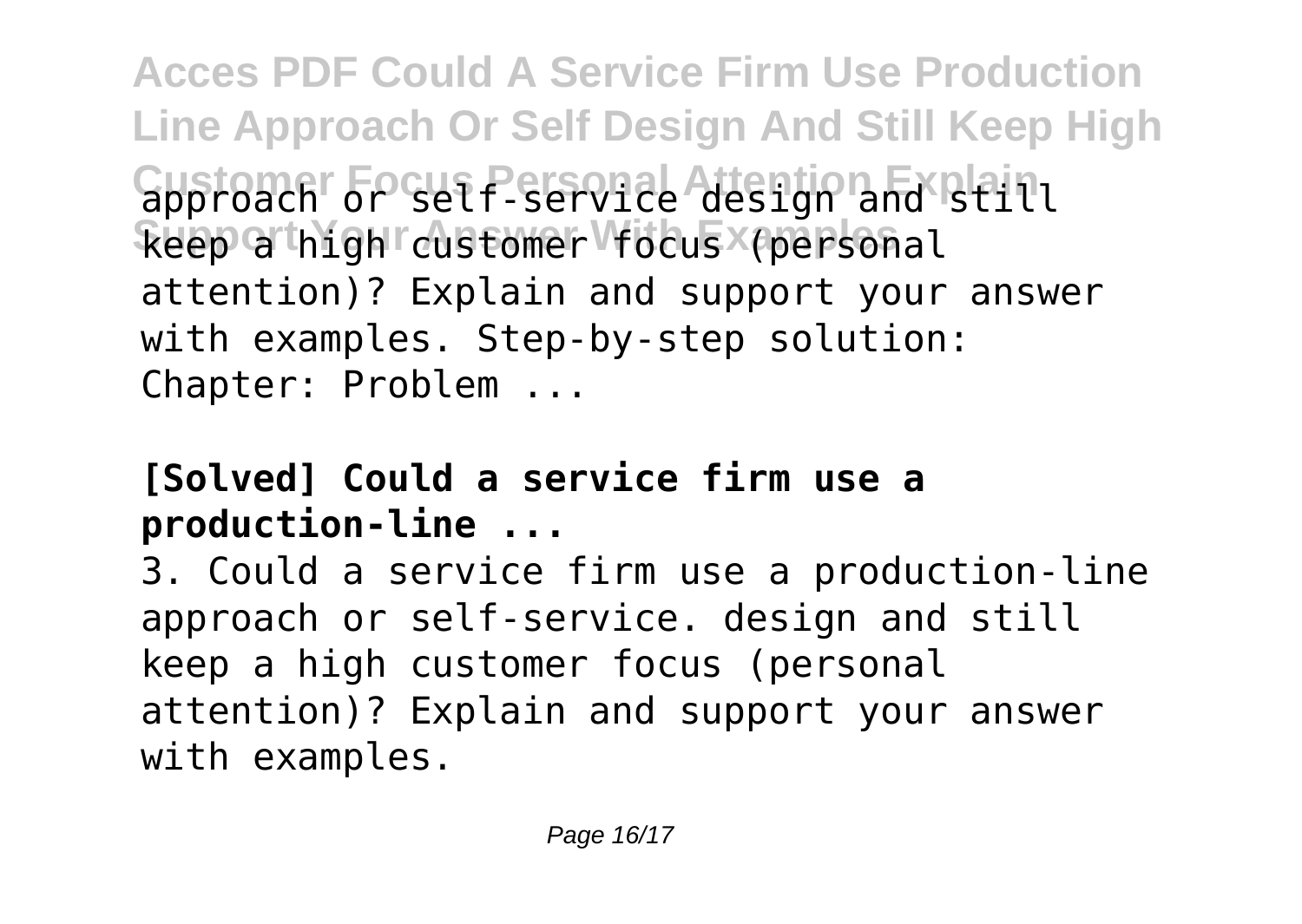approach or self-service design and still keep a high customer focus (personal attention)? Explain and support your answer with examples. Step-by-step solution: Chapter: Problem ...

**[Solved] Could a service firm use a production-line ...**

3. Could a service firm use a production-line approach or self-service. design and still keep a high customer focus (personal attention)? Explain and support your answer with examples.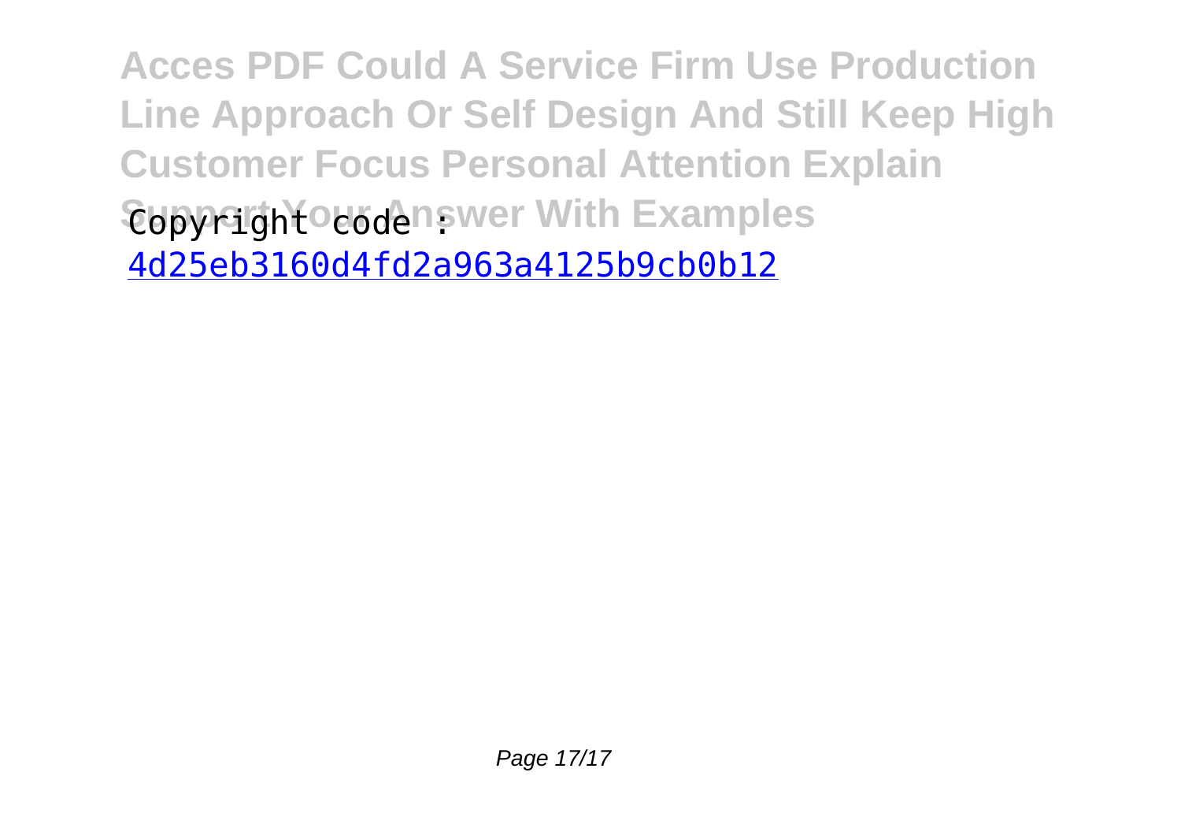Copyright code : [4d25eb3160d4fd2a963a4125b9cb0b12]